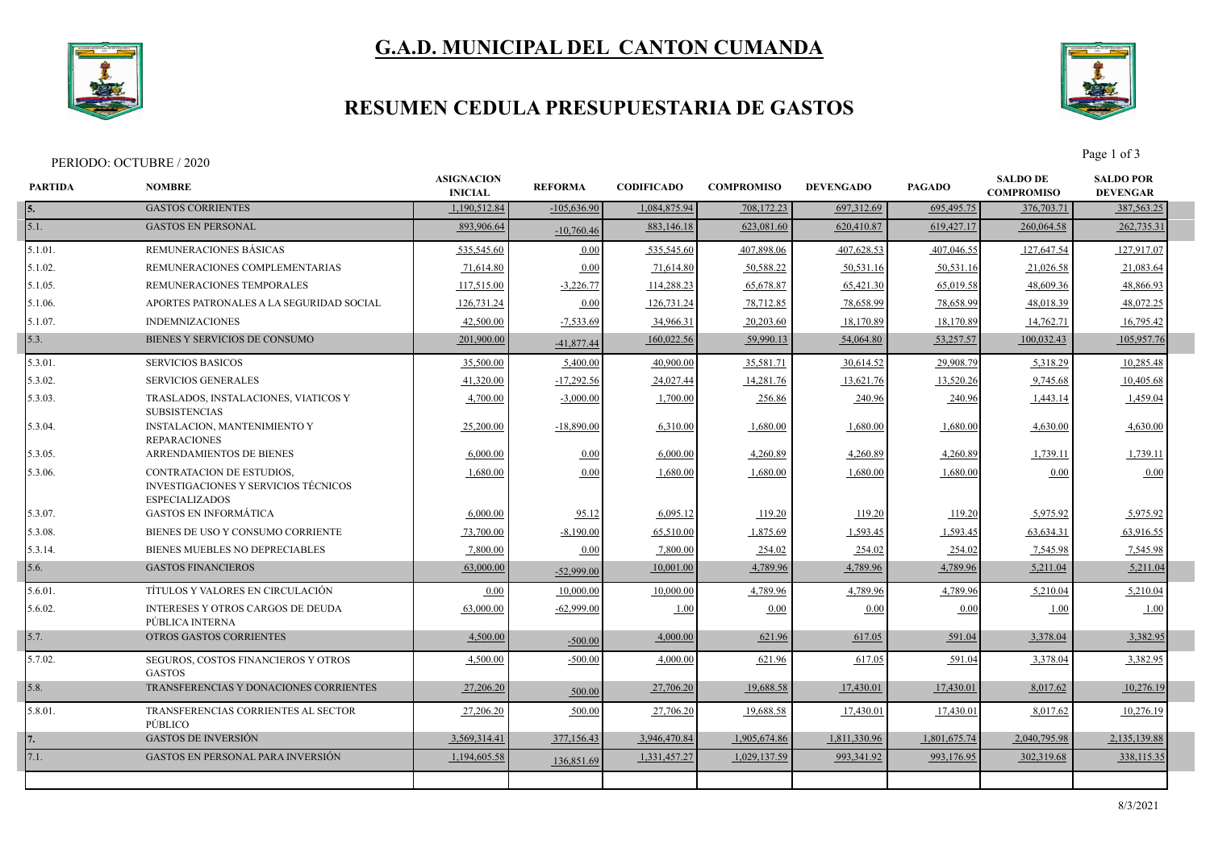# G.A.D. MUNICIPAL DEL CANTON CUMANDA

## RESUMEN CEDULA PRESUPUESTARIA DE GASTOS

PERIODO: OCTUBRE / 2020

| PARTIDA | NOMBRE | ASIGNACION INICIAL | REFORMA | CODIFICADO | COMPROMISO | DEVENGADO | PAGADO | SALDO DE COMPROMISO | SALDO POR DEVENGAR |
|---|---|---|---|---|---|---|---|---|---|
| 5. | GASTOS CORRIENTES | 1,190,512.84 | -105,636.90 | 1,084,875.94 | 708,172.23 | 697,312.69 | 695,495.75 | 376,703.71 | 387,563.25 |
| 5.1. | GASTOS EN PERSONAL | 893,906.64 | -10,760.46 | 883,146.18 | 623,081.60 | 620,410.87 | 619,427.17 | 260,064.58 | 262,735.31 |
| 5.1.01. | REMUNERACIONES BÁSICAS | 535,545.60 | 0.00 | 535,545.60 | 407,898.06 | 407,628.53 | 407,046.55 | 127,647.54 | 127,917.07 |
| 5.1.02. | REMUNERACIONES COMPLEMENTARIAS | 71,614.80 | 0.00 | 71,614.80 | 50,588.22 | 50,531.16 | 50,531.16 | 21,026.58 | 21,083.64 |
| 5.1.05. | REMUNERACIONES TEMPORALES | 117,515.00 | -3,226.77 | 114,288.23 | 65,678.87 | 65,421.30 | 65,019.58 | 48,609.36 | 48,866.93 |
| 5.1.06. | APORTES PATRONALES A LA SEGURIDAD SOCIAL | 126,731.24 | 0.00 | 126,731.24 | 78,712.85 | 78,658.99 | 78,658.99 | 48,018.39 | 48,072.25 |
| 5.1.07. | INDEMNIZACIONES | 42,500.00 | -7,533.69 | 34,966.31 | 20,203.60 | 18,170.89 | 18,170.89 | 14,762.71 | 16,795.42 |
| 5.3. | BIENES Y SERVICIOS DE CONSUMO | 201,900.00 | -41,877.44 | 160,022.56 | 59,990.13 | 54,064.80 | 53,257.57 | 100,032.43 | 105,957.76 |
| 5.3.01. | SERVICIOS BASICOS | 35,500.00 | 5,400.00 | 40,900.00 | 35,581.71 | 30,614.52 | 29,908.79 | 5,318.29 | 10,285.48 |
| 5.3.02. | SERVICIOS GENERALES | 41,320.00 | -17,292.56 | 24,027.44 | 14,281.76 | 13,621.76 | 13,520.26 | 9,745.68 | 10,405.68 |
| 5.3.03. | TRASLADOS, INSTALACIONES, VIATICOS Y SUBSISTENCIAS | 4,700.00 | -3,000.00 | 1,700.00 | 256.86 | 240.96 | 240.96 | 1,443.14 | 1,459.04 |
| 5.3.04. | INSTALACION, MANTENIMIENTO Y REPARACIONES | 25,200.00 | -18,890.00 | 6,310.00 | 1,680.00 | 1,680.00 | 1,680.00 | 4,630.00 | 4,630.00 |
| 5.3.05. | ARRENDAMIENTOS DE BIENES | 6,000.00 | 0.00 | 6,000.00 | 4,260.89 | 4,260.89 | 4,260.89 | 1,739.11 | 1,739.11 |
| 5.3.06. | CONTRATACION DE ESTUDIOS, INVESTIGACIONES Y SERVICIOS TÉCNICOS ESPECIALIZADOS | 1,680.00 | 0.00 | 1,680.00 | 1,680.00 | 1,680.00 | 1,680.00 | 0.00 | 0.00 |
| 5.3.07. | GASTOS EN INFORMÁTICA | 6,000.00 | 95.12 | 6,095.12 | 119.20 | 119.20 | 119.20 | 5,975.92 | 5,975.92 |
| 5.3.08. | BIENES DE USO Y CONSUMO CORRIENTE | 73,700.00 | -8,190.00 | 65,510.00 | 1,875.69 | 1,593.45 | 1,593.45 | 63,634.31 | 63,916.55 |
| 5.3.14. | BIENES MUEBLES NO DEPRECIABLES | 7,800.00 | 0.00 | 7,800.00 | 254.02 | 254.02 | 254.02 | 7,545.98 | 7,545.98 |
| 5.6. | GASTOS FINANCIEROS | 63,000.00 | -52,999.00 | 10,001.00 | 4,789.96 | 4,789.96 | 4,789.96 | 5,211.04 | 5,211.04 |
| 5.6.01. | TÍTULOS Y VALORES EN CIRCULACIÓN | 0.00 | 10,000.00 | 10,000.00 | 4,789.96 | 4,789.96 | 4,789.96 | 5,210.04 | 5,210.04 |
| 5.6.02. | INTERESES Y OTROS CARGOS DE DEUDA PÚBLICA INTERNA | 63,000.00 | -62,999.00 | 1.00 | 0.00 | 0.00 | 0.00 | 1.00 | 1.00 |
| 5.7. | OTROS GASTOS CORRIENTES | 4,500.00 | -500.00 | 4,000.00 | 621.96 | 617.05 | 591.04 | 3,378.04 | 3,382.95 |
| 5.7.02. | SEGUROS, COSTOS FINANCIEROS Y OTROS GASTOS | 4,500.00 | -500.00 | 4,000.00 | 621.96 | 617.05 | 591.04 | 3,378.04 | 3,382.95 |
| 5.8. | TRANSFERENCIAS Y DONACIONES CORRIENTES | 27,206.20 | 500.00 | 27,706.20 | 19,688.58 | 17,430.01 | 17,430.01 | 8,017.62 | 10,276.19 |
| 5.8.01. | TRANSFERENCIAS CORRIENTES AL SECTOR PÚBLICO | 27,206.20 | 500.00 | 27,706.20 | 19,688.58 | 17,430.01 | 17,430.01 | 8,017.62 | 10,276.19 |
| 7. | GASTOS DE INVERSIÓN | 3,569,314.41 | 377,156.43 | 3,946,470.84 | 1,905,674.86 | 1,811,330.96 | 1,801,675.74 | 2,040,795.98 | 2,135,139.88 |
| 7.1. | GASTOS EN PERSONAL PARA INVERSIÓN | 1,194,605.58 | 136,851.69 | 1,331,457.27 | 1,029,137.59 | 993,341.92 | 993,176.95 | 302,319.68 | 338,115.35 |

8/3/2021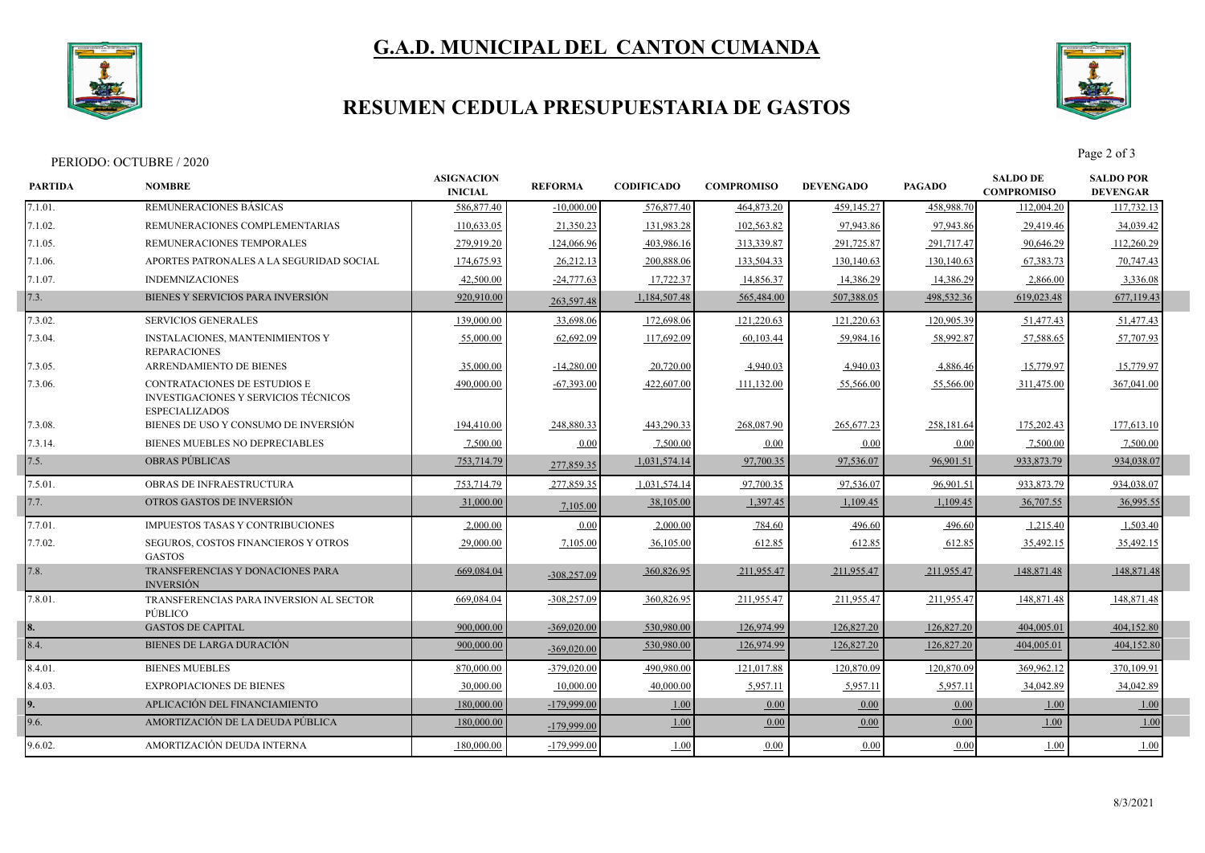# G.A.D. MUNICIPAL DEL CANTON CUMANDA

## RESUMEN CEDULA PRESUPUESTARIA DE GASTOS

PERIODO: OCTUBRE / 2020

| PARTIDA | NOMBRE | ASIGNACION INICIAL | REFORMA | CODIFICADO | COMPROMISO | DEVENGADO | PAGADO | SALDO DE COMPROMISO | SALDO POR DEVENGAR |
|---|---|---|---|---|---|---|---|---|---|
| 7.1.01. | REMUNERACIONES BÁSICAS | 586,877.40 | -10,000.00 | 576,877.40 | 464,873.20 | 459,145.27 | 458,988.70 | 112,004.20 | 117,732.13 |
| 7.1.02. | REMUNERACIONES COMPLEMENTARIAS | 110,633.05 | 21,350.23 | 131,983.28 | 102,563.82 | 97,943.86 | 97,943.86 | 29,419.46 | 34,039.42 |
| 7.1.05. | REMUNERACIONES TEMPORALES | 279,919.20 | 124,066.96 | 403,986.16 | 313,339.87 | 291,725.87 | 291,717.47 | 90,646.29 | 112,260.29 |
| 7.1.06. | APORTES PATRONALES A LA SEGURIDAD SOCIAL | 174,675.93 | 26,212.13 | 200,888.06 | 133,504.33 | 130,140.63 | 130,140.63 | 67,383.73 | 70,747.43 |
| 7.1.07. | INDEMNIZACIONES | 42,500.00 | -24,777.63 | 17,722.37 | 14,856.37 | 14,386.29 | 14,386.29 | 2,866.00 | 3,336.08 |
| 7.3. | BIENES Y SERVICIOS PARA INVERSIÓN | 920,910.00 | 263,597.48 | 1,184,507.48 | 565,484.00 | 507,388.05 | 498,532.36 | 619,023.48 | 677,119.43 |
| 7.3.02. | SERVICIOS GENERALES | 139,000.00 | 33,698.06 | 172,698.06 | 121,220.63 | 121,220.63 | 120,905.39 | 51,477.43 | 51,477.43 |
| 7.3.04. | INSTALACIONES, MANTENIMIENTOS Y REPARACIONES | 55,000.00 | 62,692.09 | 117,692.09 | 60,103.44 | 59,984.16 | 58,992.87 | 57,588.65 | 57,707.93 |
| 7.3.05. | ARRENDAMIENTO DE BIENES | 35,000.00 | -14,280.00 | 20,720.00 | 4,940.03 | 4,940.03 | 4,886.46 | 15,779.97 | 15,779.97 |
| 7.3.06. | CONTRATACIONES DE ESTUDIOS E INVESTIGACIONES Y SERVICIOS TÉCNICOS ESPECIALIZADOS | 490,000.00 | -67,393.00 | 422,607.00 | 111,132.00 | 55,566.00 | 55,566.00 | 311,475.00 | 367,041.00 |
| 7.3.08. | BIENES DE USO Y CONSUMO DE INVERSIÓN | 194,410.00 | 248,880.33 | 443,290.33 | 268,087.90 | 265,677.23 | 258,181.64 | 175,202.43 | 177,613.10 |
| 7.3.14. | BIENES MUEBLES NO DEPRECIABLES | 7,500.00 | 0.00 | 7,500.00 | 0.00 | 0.00 | 0.00 | 7,500.00 | 7,500.00 |
| 7.5. | OBRAS PÚBLICAS | 753,714.79 | 277,859.35 | 1,031,574.14 | 97,700.35 | 97,536.07 | 96,901.51 | 933,873.79 | 934,038.07 |
| 7.5.01. | OBRAS DE INFRAESTRUCTURA | 753,714.79 | 277,859.35 | 1,031,574.14 | 97,700.35 | 97,536.07 | 96,901.51 | 933,873.79 | 934,038.07 |
| 7.7. | OTROS GASTOS DE INVERSIÓN | 31,000.00 | 7,105.00 | 38,105.00 | 1,397.45 | 1,109.45 | 1,109.45 | 36,707.55 | 36,995.55 |
| 7.7.01. | IMPUESTOS TASAS Y CONTRIBUCIONES | 2,000.00 | 0.00 | 2,000.00 | 784.60 | 496.60 | 496.60 | 1,215.40 | 1,503.40 |
| 7.7.02. | SEGUROS, COSTOS FINANCIEROS Y OTROS GASTOS | 29,000.00 | 7,105.00 | 36,105.00 | 612.85 | 612.85 | 612.85 | 35,492.15 | 35,492.15 |
| 7.8. | TRANSFERENCIAS Y DONACIONES PARA INVERSIÓN | 669,084.04 | -308,257.09 | 360,826.95 | 211,955.47 | 211,955.47 | 211,955.47 | 148,871.48 | 148,871.48 |
| 7.8.01. | TRANSFERENCIAS PARA INVERSION AL SECTOR PÚBLICO | 669,084.04 | -308,257.09 | 360,826.95 | 211,955.47 | 211,955.47 | 211,955.47 | 148,871.48 | 148,871.48 |
| 8. | GASTOS DE CAPITAL | 900,000.00 | -369,020.00 | 530,980.00 | 126,974.99 | 126,827.20 | 126,827.20 | 404,005.01 | 404,152.80 |
| 8.4. | BIENES DE LARGA DURACIÓN | 900,000.00 | -369,020.00 | 530,980.00 | 126,974.99 | 126,827.20 | 126,827.20 | 404,005.01 | 404,152.80 |
| 8.4.01. | BIENES MUEBLES | 870,000.00 | -379,020.00 | 490,980.00 | 121,017.88 | 120,870.09 | 120,870.09 | 369,962.12 | 370,109.91 |
| 8.4.03. | EXPROPIACIONES DE BIENES | 30,000.00 | 10,000.00 | 40,000.00 | 5,957.11 | 5,957.11 | 5,957.11 | 34,042.89 | 34,042.89 |
| 9. | APLICACIÓN DEL FINANCIAMIENTO | 180,000.00 | -179,999.00 | 1.00 | 0.00 | 0.00 | 0.00 | 1.00 | 1.00 |
| 9.6. | AMORTIZACIÓN DE LA DEUDA PÚBLICA | 180,000.00 | -179,999.00 | 1.00 | 0.00 | 0.00 | 0.00 | 1.00 | 1.00 |
| 9.6.02. | AMORTIZACIÓN DEUDA INTERNA | 180,000.00 | -179,999.00 | 1.00 | 0.00 | 0.00 | 0.00 | 1.00 | 1.00 |

8/3/2021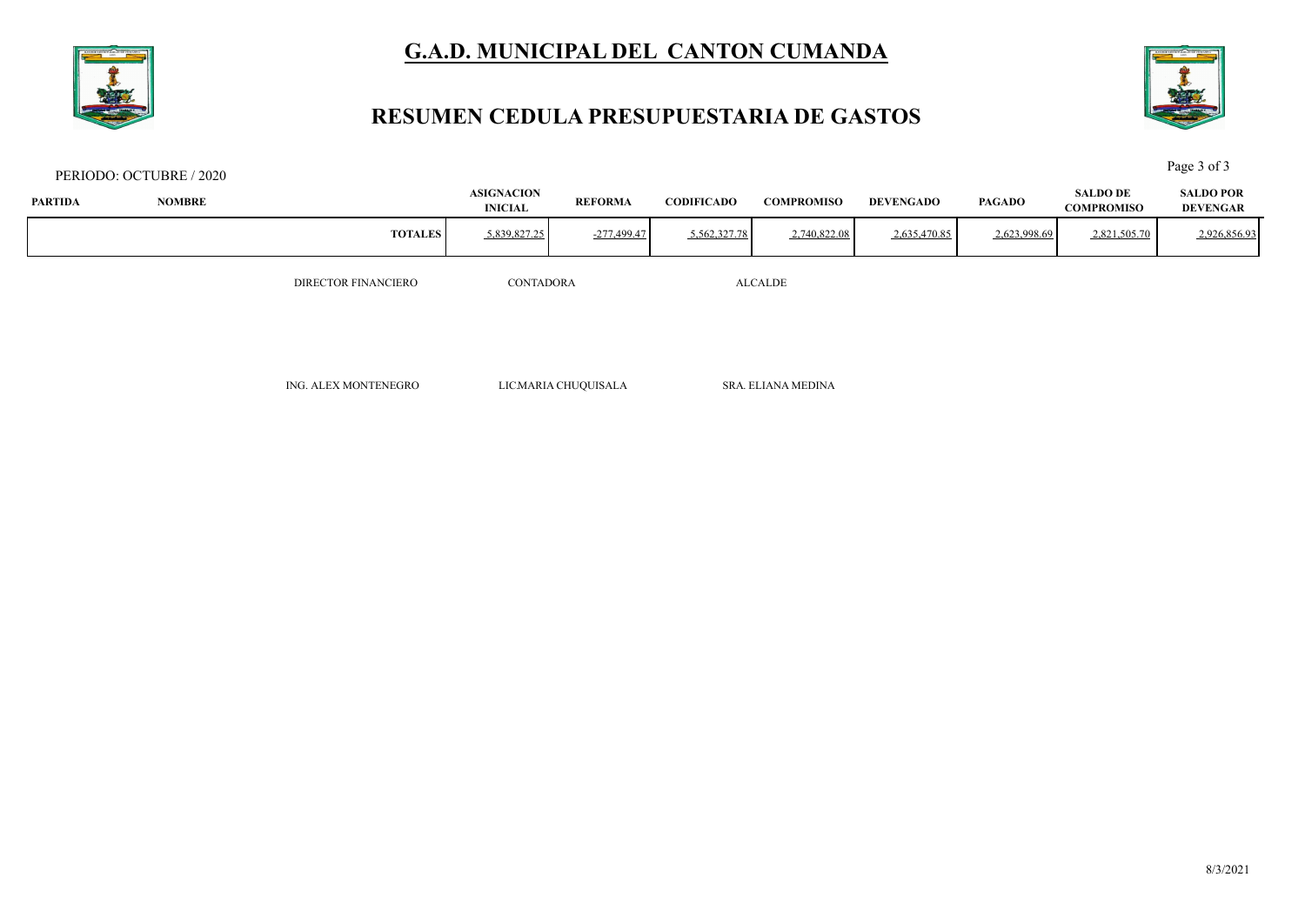# G.A.D. MUNICIPAL DEL CANTON CUMANDA

## RESUMEN CEDULA PRESUPUESTARIA DE GASTOS

PERIODO: OCTUBRE / 2020

| PARTIDA | NOMBRE | ASIGNACION INICIAL | REFORMA | CODIFICADO | COMPROMISO | DEVENGADO | PAGADO | SALDO DE COMPROMISO | SALDO POR DEVENGAR |
|---|---|---|---|---|---|---|---|---|---|
| | TOTALES | 5,839,827.25 | -277,499.47 | 5,562,327.78 | 2,740,822.08 | 2,635,470.85 | 2,623,998.69 | 2,821,505.70 | 2,926,856.93 |

| DIRECTOR FINANCIERO | CONTADORA | ALCALDE |
|---|---|---|
| ING. ALEX MONTENEGRO | LIC.MARIA CHUQUISALA | SRA. ELIANA MEDINA |

8/3/2021